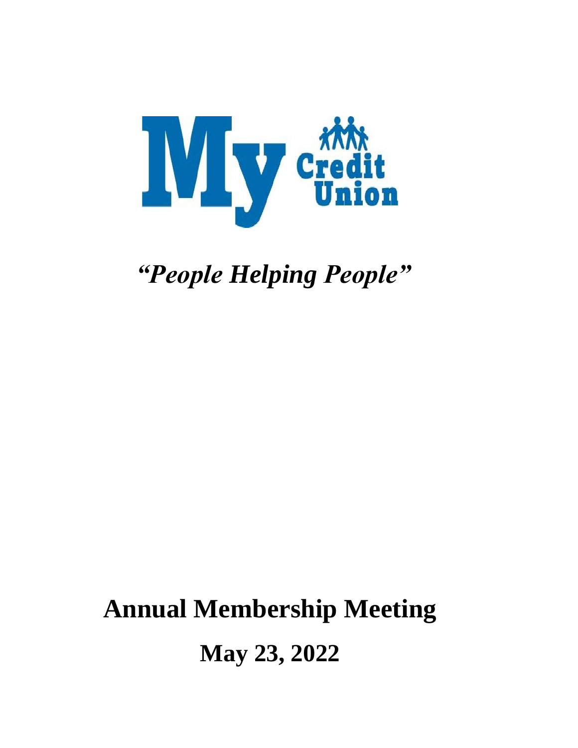My Credit Union

*"People Helping People"*

# Annual Membership Meeting

## May 23, 2022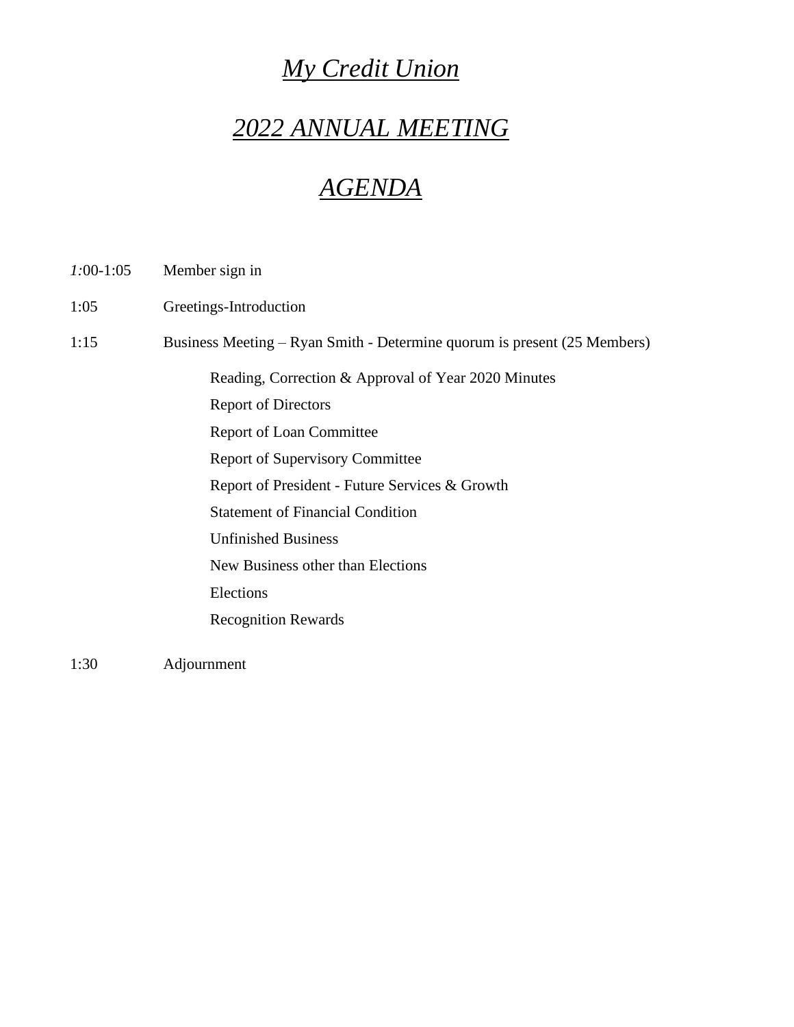# *My Credit Union*

# *2022 ANNUAL MEETING*

# *AGENDA*

| | |
|---|---|
| *1:*00-1:05 | Member sign in |
| 1:05 | Greetings-Introduction |
| 1:15 | Business Meeting – Ryan Smith - Determine quorum is present (25 Members) |
| | Reading, Correction & Approval of Year 2020 Minutes |
| | Report of Directors |
| | Report of Loan Committee |
| | Report of Supervisory Committee |
| | Report of President - Future Services & Growth |
| | Statement of Financial Condition |
| | Unfinished Business |
| | New Business other than Elections |
| | Elections |
| | Recognition Rewards |
| 1:30 | Adjournment |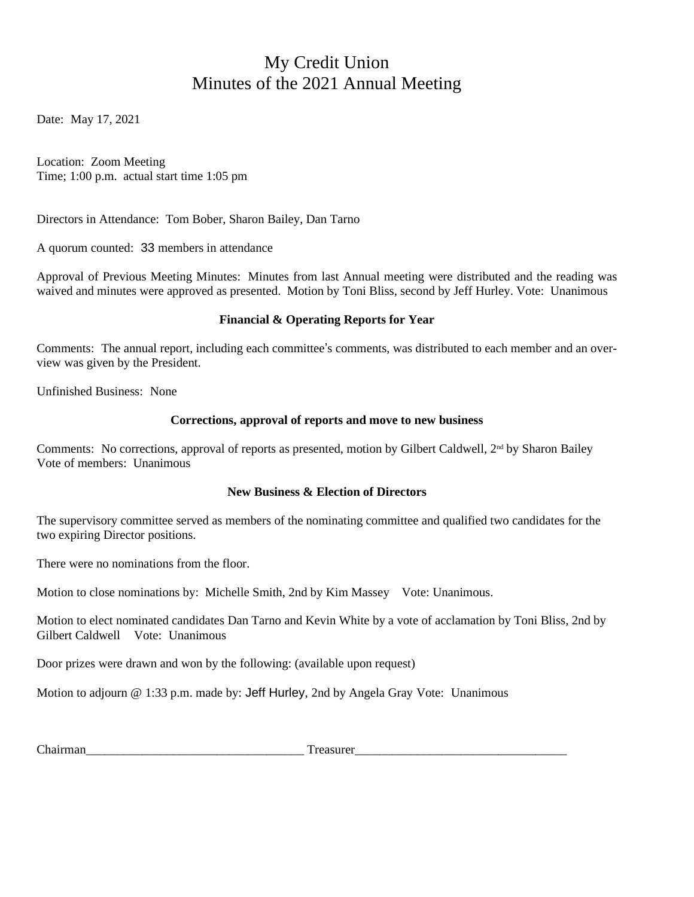# My Credit Union
# Minutes of the 2021 Annual Meeting

Date: May 17, 2021

Location: Zoom Meeting
Time; 1:00 p.m. actual start time 1:05 pm

Directors in Attendance: Tom Bober, Sharon Bailey, Dan Tarno

A quorum counted: 33 members in attendance

Approval of Previous Meeting Minutes: Minutes from last Annual meeting were distributed and the reading was waived and minutes were approved as presented. Motion by Toni Bliss, second by Jeff Hurley. Vote: Unanimous

**Financial & Operating Reports for Year**

Comments: The annual report, including each committee's comments, was distributed to each member and an over-view was given by the President.

Unfinished Business: None

**Corrections, approval of reports and move to new business**

Comments: No corrections, approval of reports as presented, motion by Gilbert Caldwell, 2nd by Sharon Bailey
Vote of members: Unanimous

**New Business & Election of Directors**

The supervisory committee served as members of the nominating committee and qualified two candidates for the two expiring Director positions.

There were no nominations from the floor.

Motion to close nominations by: Michelle Smith, 2nd by Kim Massey Vote: Unanimous.

Motion to elect nominated candidates Dan Tarno and Kevin White by a vote of acclamation by Toni Bliss, 2nd by Gilbert Caldwell Vote: Unanimous

Door prizes were drawn and won by the following: (available upon request)

Motion to adjourn @ 1:33 p.m. made by: Jeff Hurley, 2nd by Angela Gray Vote: Unanimous

Chairman___________________________________ Treasurer__________________________________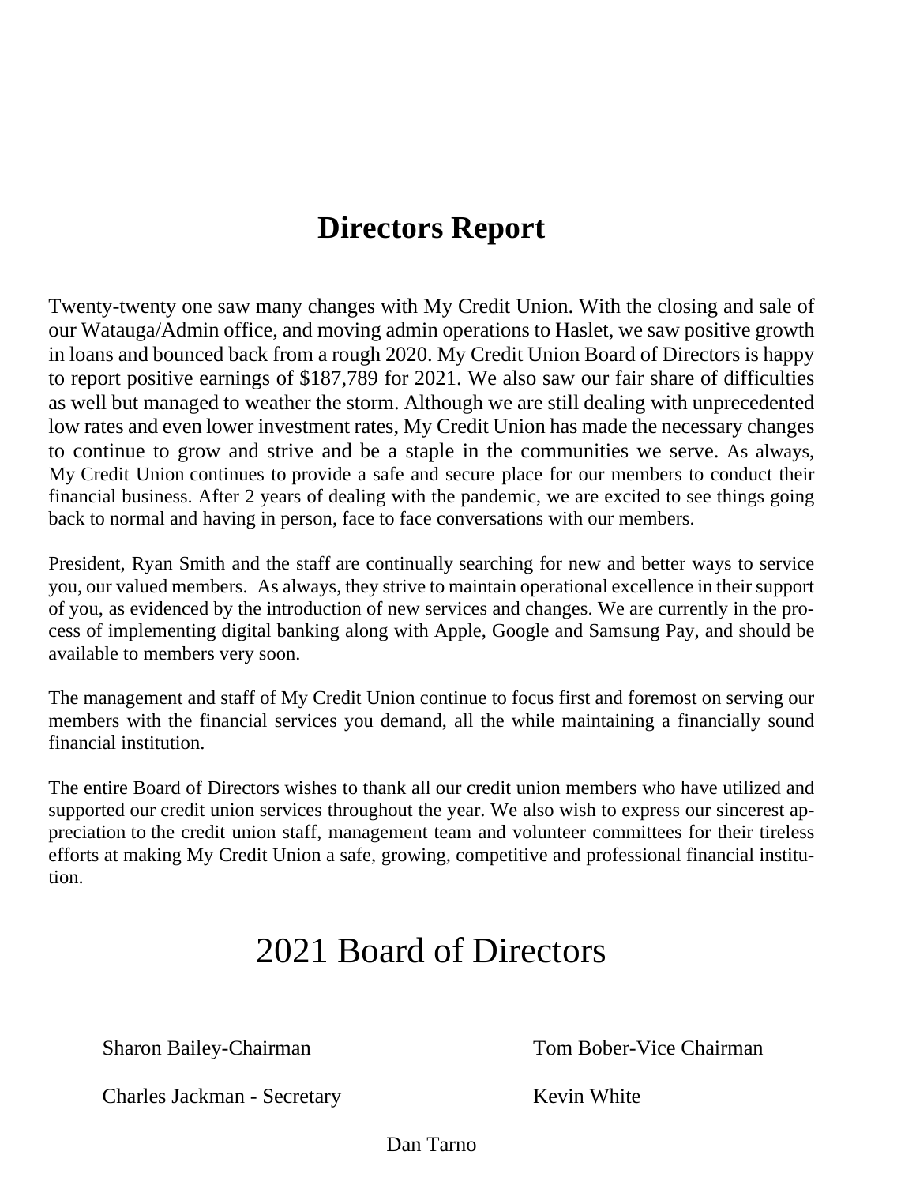# Directors Report

Twenty-twenty one saw many changes with My Credit Union. With the closing and sale of our Watauga/Admin office, and moving admin operations to Haslet, we saw positive growth in loans and bounced back from a rough 2020. My Credit Union Board of Directors is happy to report positive earnings of $187,789 for 2021. We also saw our fair share of difficulties as well but managed to weather the storm. Although we are still dealing with unprecedented low rates and even lower investment rates, My Credit Union has made the necessary changes to continue to grow and strive and be a staple in the communities we serve. As always, My Credit Union continues to provide a safe and secure place for our members to conduct their financial business. After 2 years of dealing with the pandemic, we are excited to see things going back to normal and having in person, face to face conversations with our members.

President, Ryan Smith and the staff are continually searching for new and better ways to service you, our valued members. As always, they strive to maintain operational excellence in their support of you, as evidenced by the introduction of new services and changes. We are currently in the process of implementing digital banking along with Apple, Google and Samsung Pay, and should be available to members very soon.

The management and staff of My Credit Union continue to focus first and foremost on serving our members with the financial services you demand, all the while maintaining a financially sound financial institution.

The entire Board of Directors wishes to thank all our credit union members who have utilized and supported our credit union services throughout the year. We also wish to express our sincerest appreciation to the credit union staff, management team and volunteer committees for their tireless efforts at making My Credit Union a safe, growing, competitive and professional financial institution.

## 2021 Board of Directors

Sharon Bailey-Chairman

Tom Bober-Vice Chairman

Charles Jackman - Secretary

Kevin White

Dan Tarno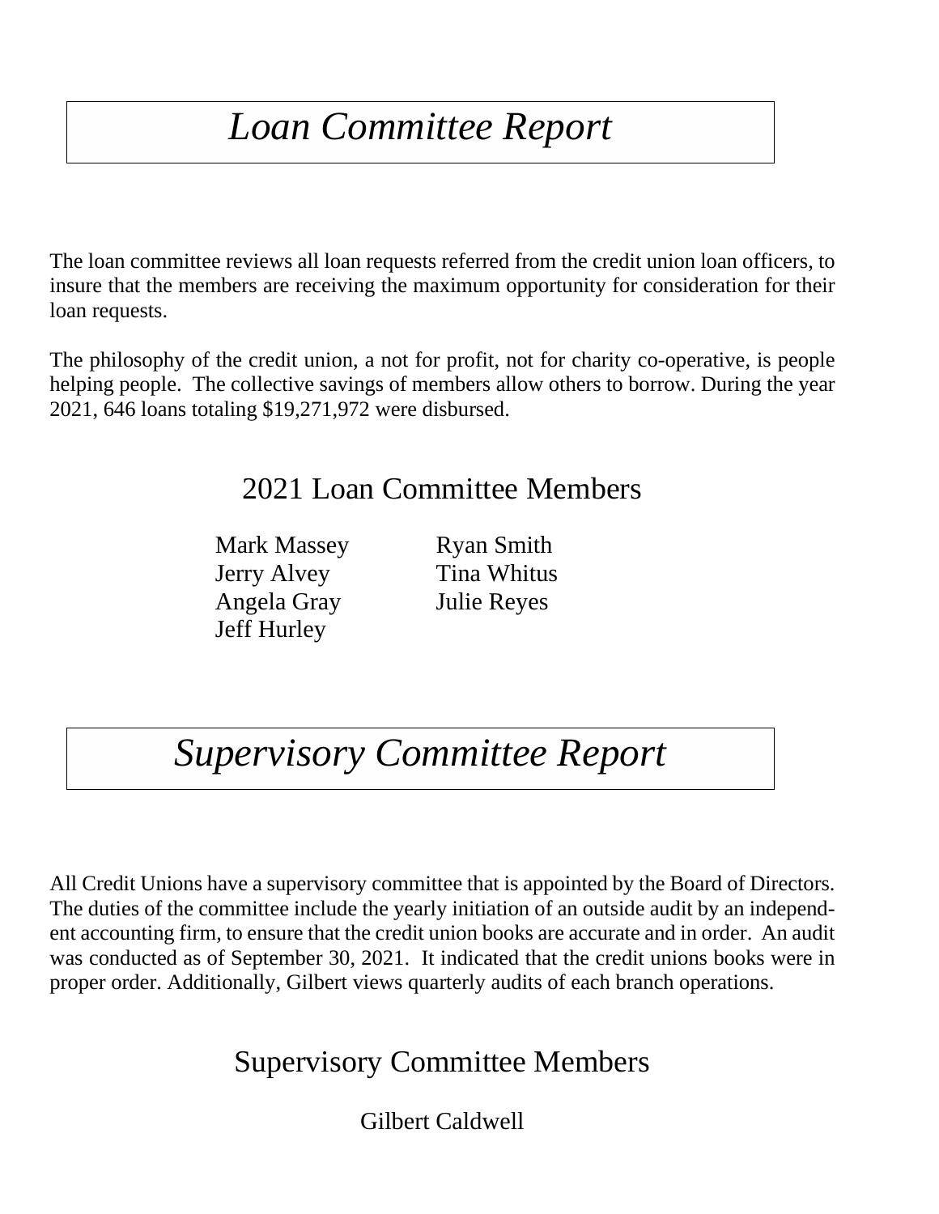# *Loan Committee Report*

The loan committee reviews all loan requests referred from the credit union loan officers, to insure that the members are receiving the maximum opportunity for consideration for their loan requests.

The philosophy of the credit union, a not for profit, not for charity co-operative, is people helping people. The collective savings of members allow others to borrow. During the year 2021, 646 loans totaling $19,271,972 were disbursed.

## 2021 Loan Committee Members

Mark Massey
Jerry Alvey
Angela Gray
Jeff Hurley
Ryan Smith
Tina Whitus
Julie Reyes

# *Supervisory Committee Report*

All Credit Unions have a supervisory committee that is appointed by the Board of Directors. The duties of the committee include the yearly initiation of an outside audit by an independent accounting firm, to ensure that the credit union books are accurate and in order. An audit was conducted as of September 30, 2021. It indicated that the credit unions books were in proper order. Additionally, Gilbert views quarterly audits of each branch operations.

## Supervisory Committee Members

Gilbert Caldwell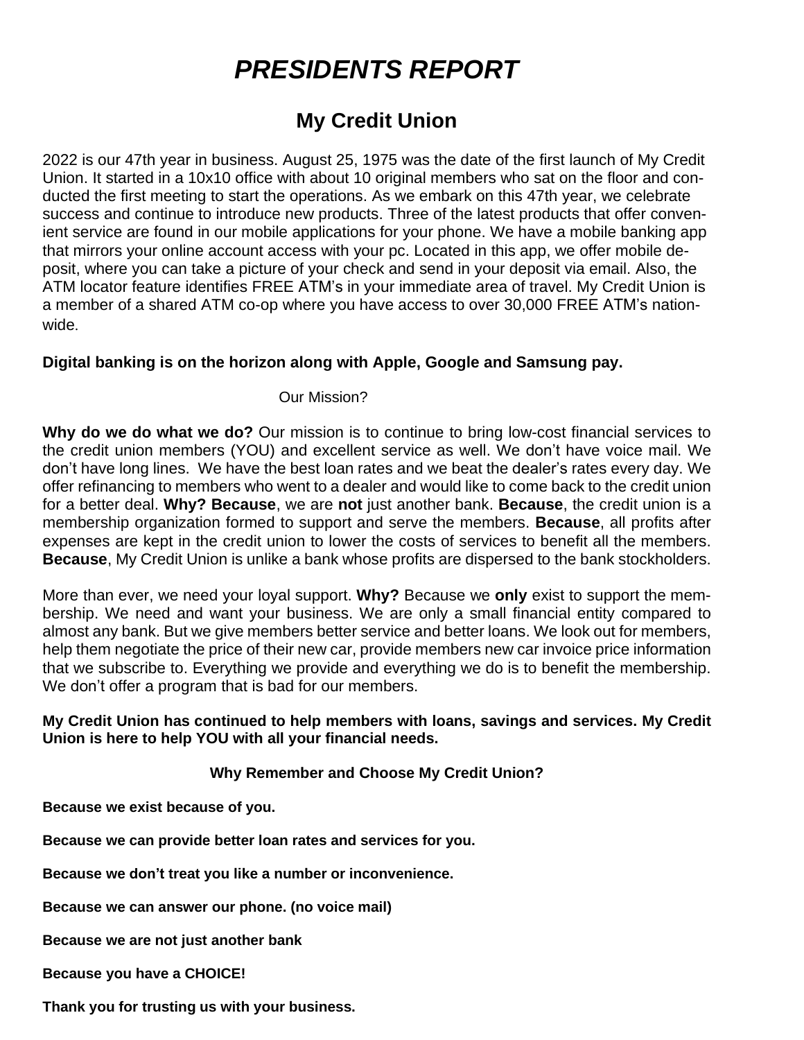# *PRESIDENTS REPORT*

## My Credit Union

2022 is our 47th year in business. August 25, 1975 was the date of the first launch of My Credit Union. It started in a 10x10 office with about 10 original members who sat on the floor and conducted the first meeting to start the operations. As we embark on this 47th year, we celebrate success and continue to introduce new products. Three of the latest products that offer convenient service are found in our mobile applications for your phone. We have a mobile banking app that mirrors your online account access with your pc. Located in this app, we offer mobile deposit, where you can take a picture of your check and send in your deposit via email. Also, the ATM locator feature identifies FREE ATM's in your immediate area of travel. My Credit Union is a member of a shared ATM co-op where you have access to over 30,000 FREE ATM's nationwide.

**Digital banking is on the horizon along with Apple, Google and Samsung pay.**

Our Mission?

**Why do we do what we do?** Our mission is to continue to bring low-cost financial services to the credit union members (YOU) and excellent service as well. We don't have voice mail. We don't have long lines. We have the best loan rates and we beat the dealer's rates every day. We offer refinancing to members who went to a dealer and would like to come back to the credit union for a better deal. **Why? Because**, we are **not** just another bank. **Because**, the credit union is a membership organization formed to support and serve the members. **Because**, all profits after expenses are kept in the credit union to lower the costs of services to benefit all the members. **Because**, My Credit Union is unlike a bank whose profits are dispersed to the bank stockholders.

More than ever, we need your loyal support. **Why?** Because we **only** exist to support the membership. We need and want your business. We are only a small financial entity compared to almost any bank. But we give members better service and better loans. We look out for members, help them negotiate the price of their new car, provide members new car invoice price information that we subscribe to. Everything we provide and everything we do is to benefit the membership. We don't offer a program that is bad for our members.

**My Credit Union has continued to help members with loans, savings and services. My Credit Union is here to help YOU with all your financial needs.**

**Why Remember and Choose My Credit Union?**

**Because we exist because of you.**

**Because we can provide better loan rates and services for you.**

**Because we don't treat you like a number or inconvenience.**

**Because we can answer our phone. (no voice mail)**

**Because we are not just another bank**

**Because you have a CHOICE!**

**Thank you for trusting us with your business.**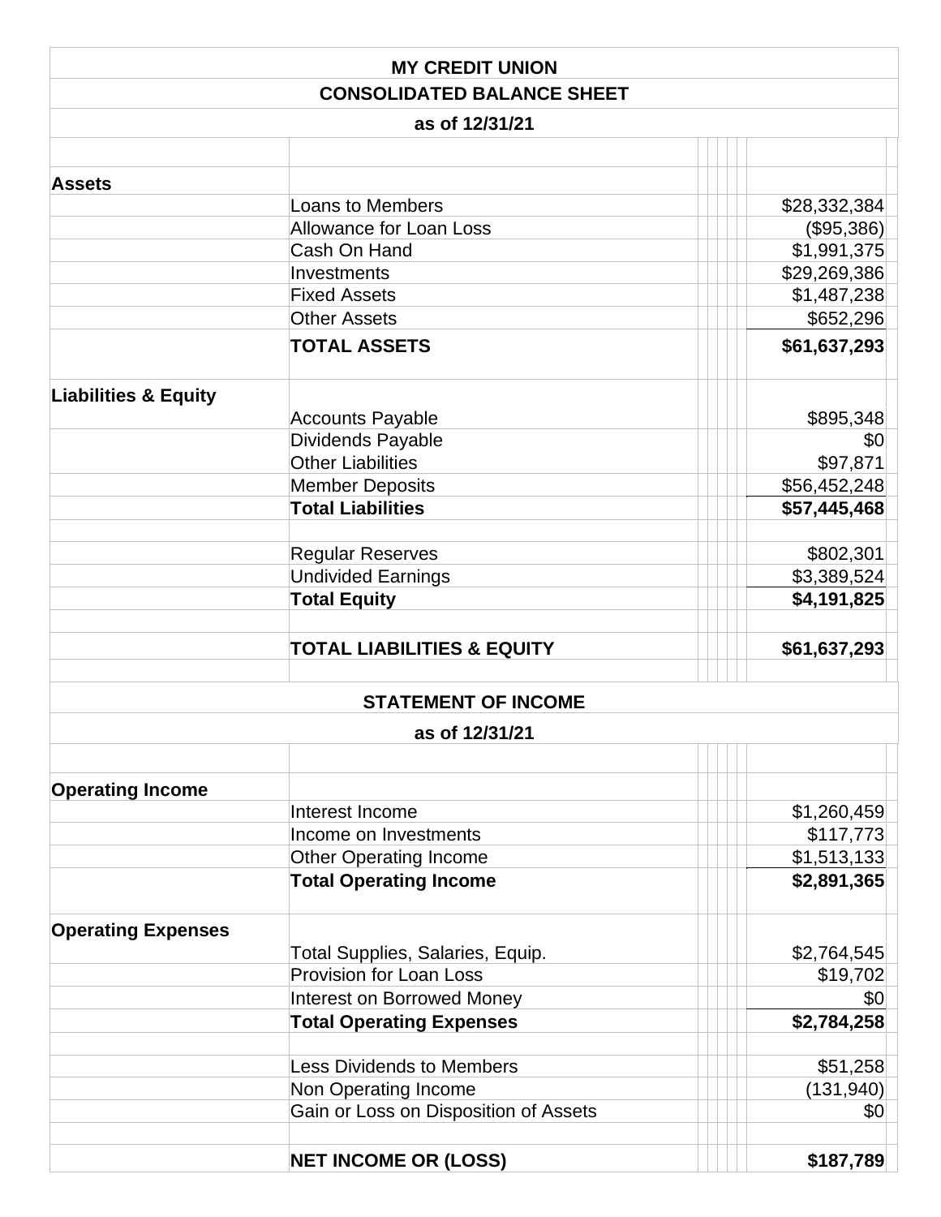**MY CREDIT UNION**

**CONSOLIDATED BALANCE SHEET**

**as of 12/31/21**

| | | |
|---|---|---|
| **Assets** | | |
| | Loans to Members | $28,332,384 |
| | Allowance for Loan Loss | ($95,386) |
| | Cash On Hand | $1,991,375 |
| | Investments | $29,269,386 |
| | Fixed Assets | $1,487,238 |
| | Other Assets | $652,296 |
| | **TOTAL ASSETS** | **$61,637,293** |
| **Liabilities & Equity** | | |
| | Accounts Payable | $895,348 |
| | Dividends Payable | $0 |
| | Other Liabilities | $97,871 |
| | Member Deposits | $56,452,248 |
| | **Total Liabilities** | **$57,445,468** |
| | | |
| | Regular Reserves | $802,301 |
| | Undivided Earnings | $3,389,524 |
| | **Total Equity** | **$4,191,825** |
| | | |
| | **TOTAL LIABILITIES & EQUITY** | **$61,637,293** |

**STATEMENT OF INCOME**

**as of 12/31/21**

| | | |
|---|---|---|
| **Operating Income** | | |
| | Interest Income | $1,260,459 |
| | Income on Investments | $117,773 |
| | Other Operating Income | $1,513,133 |
| | **Total Operating Income** | **$2,891,365** |
| **Operating Expenses** | | |
| | Total Supplies, Salaries, Equip. | $2,764,545 |
| | Provision for Loan Loss | $19,702 |
| | Interest on Borrowed Money | $0 |
| | **Total Operating Expenses** | **$2,784,258** |
| | | |
| | Less Dividends to Members | $51,258 |
| | Non Operating Income | (131,940) |
| | Gain or Loss on Disposition of Assets | $0 |
| | | |
| | **NET INCOME OR (LOSS)** | **$187,789** |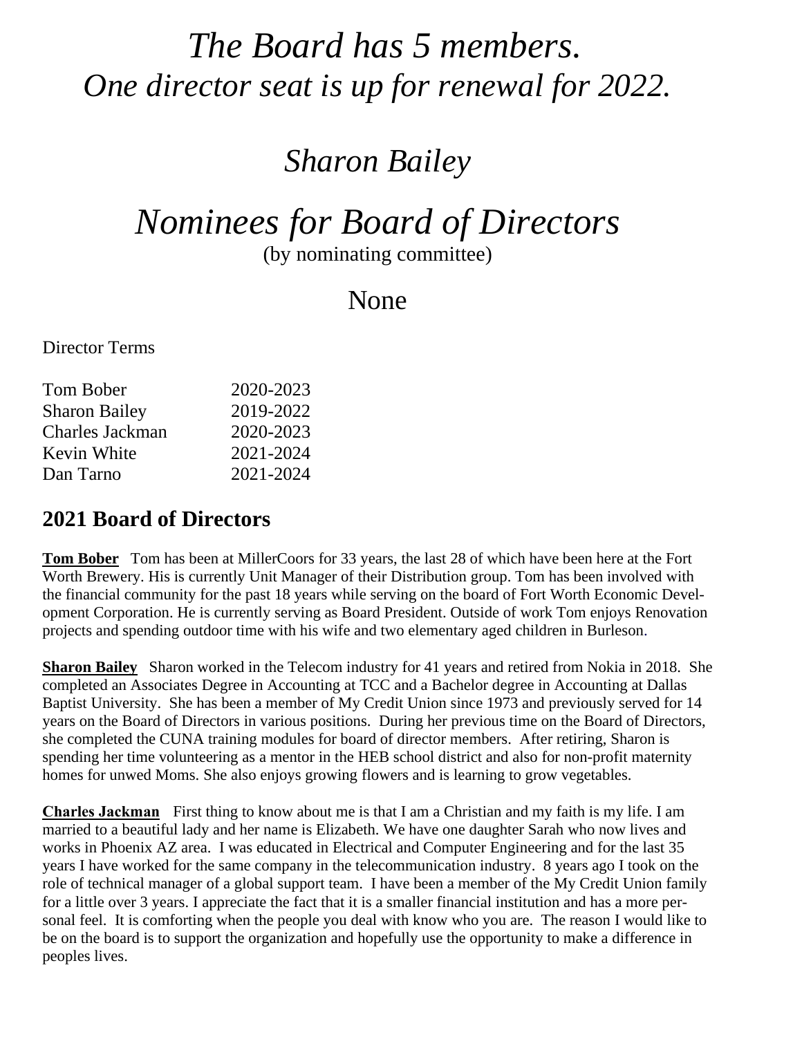# *The Board has 5 members.*
# *One director seat is up for renewal for 2022.*

## *Sharon Bailey*

# *Nominees for Board of Directors*

(by nominating committee)

## None

Director Terms

| | |
|---|---|
| Tom Bober | 2020-2023 |
| Sharon Bailey | 2019-2022 |
| Charles Jackman | 2020-2023 |
| Kevin White | 2021-2024 |
| Dan Tarno | 2021-2024 |

## 2021 Board of Directors

**Tom Bober** Tom has been at MillerCoors for 33 years, the last 28 of which have been here at the Fort Worth Brewery. His is currently Unit Manager of their Distribution group. Tom has been involved with the financial community for the past 18 years while serving on the board of Fort Worth Economic Development Corporation. He is currently serving as Board President. Outside of work Tom enjoys Renovation projects and spending outdoor time with his wife and two elementary aged children in Burleson.

**Sharon Bailey** Sharon worked in the Telecom industry for 41 years and retired from Nokia in 2018. She completed an Associates Degree in Accounting at TCC and a Bachelor degree in Accounting at Dallas Baptist University. She has been a member of My Credit Union since 1973 and previously served for 14 years on the Board of Directors in various positions. During her previous time on the Board of Directors, she completed the CUNA training modules for board of director members. After retiring, Sharon is spending her time volunteering as a mentor in the HEB school district and also for non-profit maternity homes for unwed Moms. She also enjoys growing flowers and is learning to grow vegetables.

**Charles Jackman** First thing to know about me is that I am a Christian and my faith is my life. I am married to a beautiful lady and her name is Elizabeth. We have one daughter Sarah who now lives and works in Phoenix AZ area. I was educated in Electrical and Computer Engineering and for the last 35 years I have worked for the same company in the telecommunication industry. 8 years ago I took on the role of technical manager of a global support team. I have been a member of the My Credit Union family for a little over 3 years. I appreciate the fact that it is a smaller financial institution and has a more personal feel. It is comforting when the people you deal with know who you are. The reason I would like to be on the board is to support the organization and hopefully use the opportunity to make a difference in peoples lives.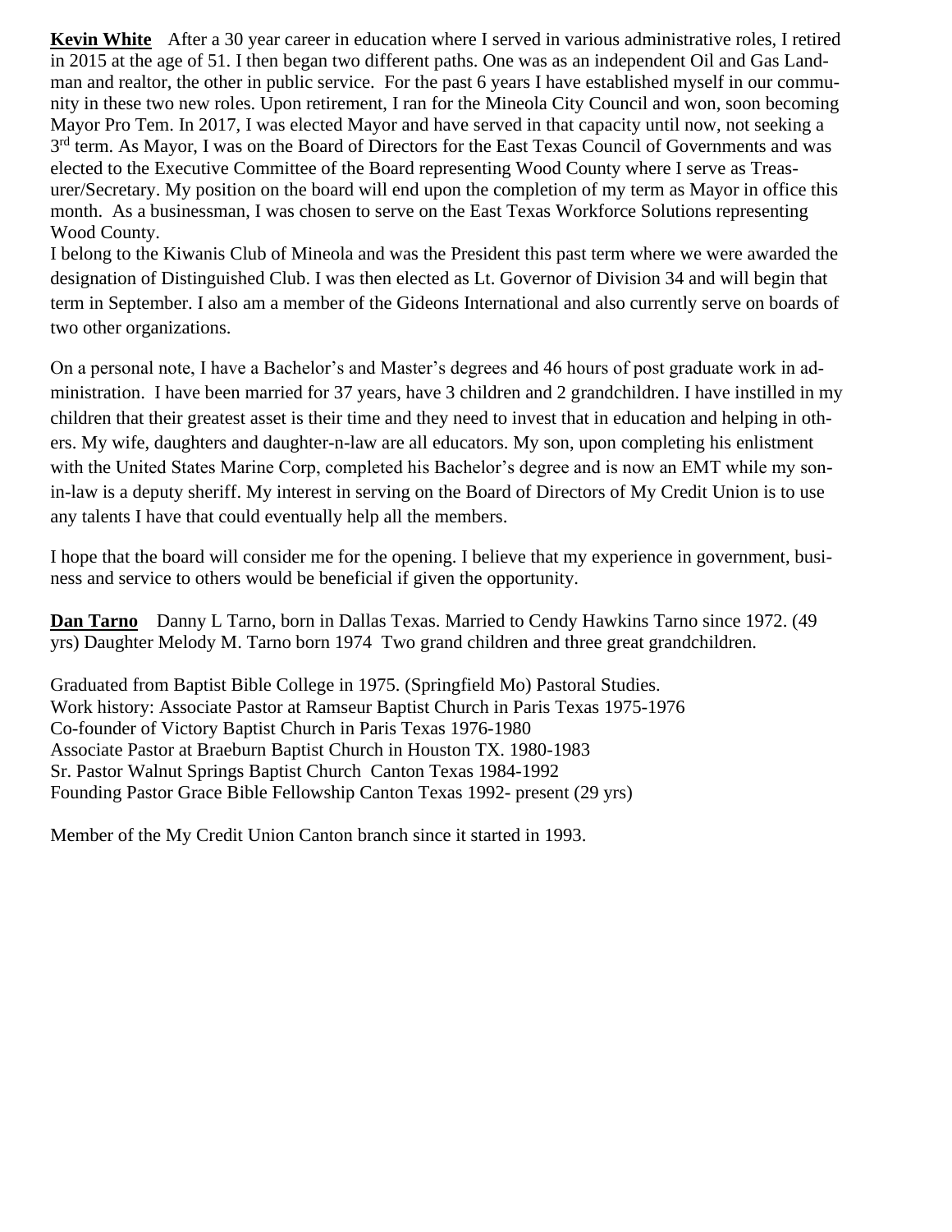**Kevin White** After a 30 year career in education where I served in various administrative roles, I retired in 2015 at the age of 51. I then began two different paths. One was as an independent Oil and Gas Landman and realtor, the other in public service. For the past 6 years I have established myself in our community in these two new roles. Upon retirement, I ran for the Mineola City Council and won, soon becoming Mayor Pro Tem. In 2017, I was elected Mayor and have served in that capacity until now, not seeking a 3rd term. As Mayor, I was on the Board of Directors for the East Texas Council of Governments and was elected to the Executive Committee of the Board representing Wood County where I serve as Treasurer/Secretary. My position on the board will end upon the completion of my term as Mayor in office this month. As a businessman, I was chosen to serve on the East Texas Workforce Solutions representing Wood County.
I belong to the Kiwanis Club of Mineola and was the President this past term where we were awarded the designation of Distinguished Club. I was then elected as Lt. Governor of Division 34 and will begin that term in September. I also am a member of the Gideons International and also currently serve on boards of two other organizations.

On a personal note, I have a Bachelor's and Master's degrees and 46 hours of post graduate work in administration. I have been married for 37 years, have 3 children and 2 grandchildren. I have instilled in my children that their greatest asset is their time and they need to invest that in education and helping in others. My wife, daughters and daughter-n-law are all educators. My son, upon completing his enlistment with the United States Marine Corp, completed his Bachelor's degree and is now an EMT while my son-in-law is a deputy sheriff. My interest in serving on the Board of Directors of My Credit Union is to use any talents I have that could eventually help all the members.

I hope that the board will consider me for the opening. I believe that my experience in government, business and service to others would be beneficial if given the opportunity.

**Dan Tarno** Danny L Tarno, born in Dallas Texas. Married to Cendy Hawkins Tarno since 1972. (49 yrs) Daughter Melody M. Tarno born 1974 Two grand children and three great grandchildren.

Graduated from Baptist Bible College in 1975. (Springfield Mo) Pastoral Studies.
Work history: Associate Pastor at Ramseur Baptist Church in Paris Texas 1975-1976
Co-founder of Victory Baptist Church in Paris Texas 1976-1980
Associate Pastor at Braeburn Baptist Church in Houston TX. 1980-1983
Sr. Pastor Walnut Springs Baptist Church Canton Texas 1984-1992
Founding Pastor Grace Bible Fellowship Canton Texas 1992- present (29 yrs)

Member of the My Credit Union Canton branch since it started in 1993.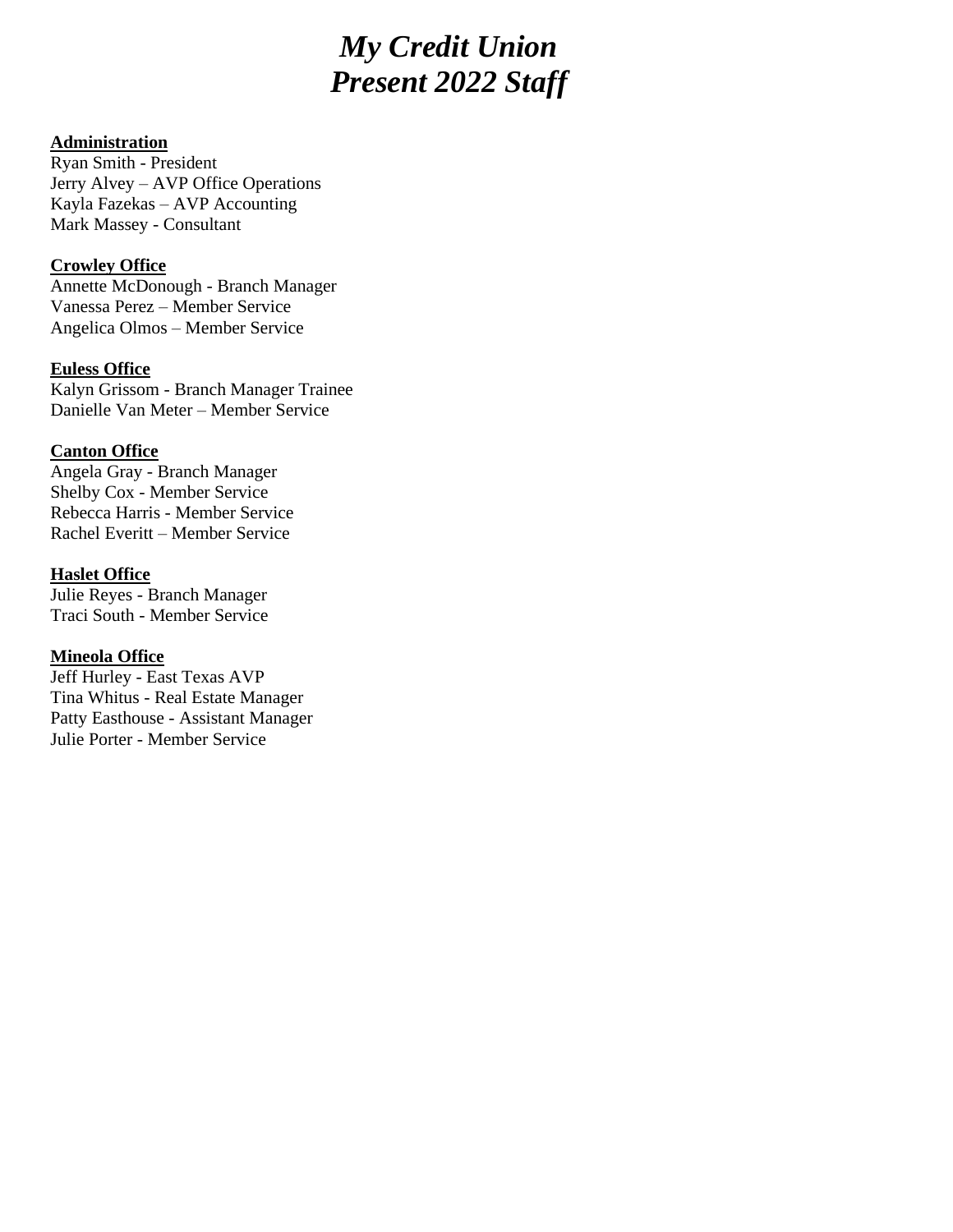# *My Credit Union*
# *Present 2022 Staff*

**Administration**
Ryan Smith - President
Jerry Alvey – AVP Office Operations
Kayla Fazekas – AVP Accounting
Mark Massey - Consultant

**Crowley Office**
Annette McDonough - Branch Manager
Vanessa Perez – Member Service
Angelica Olmos – Member Service

**Euless Office**
Kalyn Grissom - Branch Manager Trainee
Danielle Van Meter – Member Service

**Canton Office**
Angela Gray - Branch Manager
Shelby Cox - Member Service
Rebecca Harris - Member Service
Rachel Everitt – Member Service

**Haslet Office**
Julie Reyes - Branch Manager
Traci South - Member Service

**Mineola Office**
Jeff Hurley - East Texas AVP
Tina Whitus - Real Estate Manager
Patty Easthouse - Assistant Manager
Julie Porter - Member Service